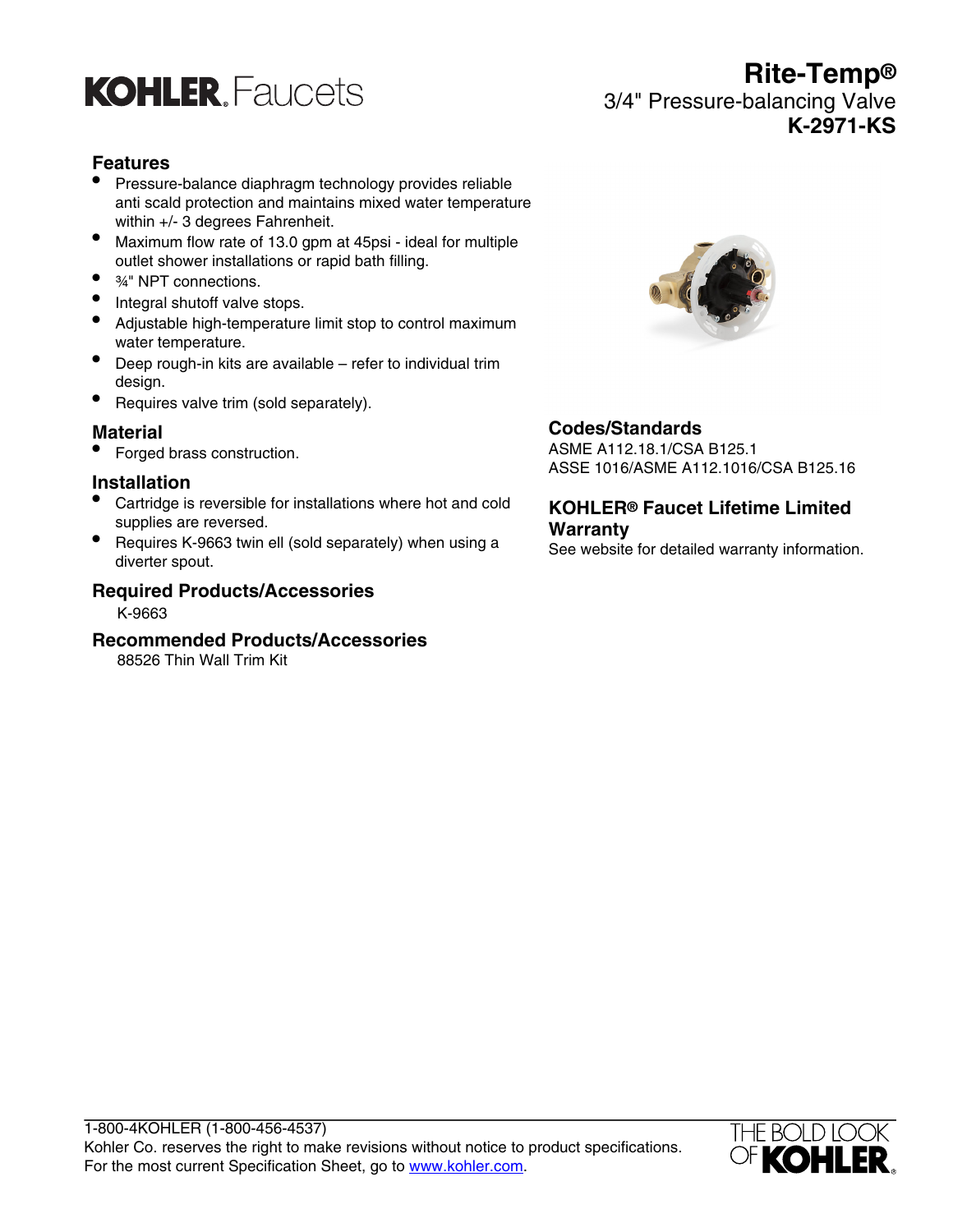# KOHLER. Faucets

## Rite-Temp®

3/4" Pressure-balancing Valve

**K-2971-KS**

### Features

- Pressure-balance diaphragm technology provides reliable anti scald protection and maintains mixed water temperature within +/- 3 degrees Fahrenheit.
- Maximum flow rate of 13.0 gpm at 45psi - ideal for multiple outlet shower installations or rapid bath filling.
- ¾" NPT connections.
- Integral shutoff valve stops.
- Adjustable high-temperature limit stop to control maximum water temperature.
- Deep rough-in kits are available – refer to individual trim design.
- Requires valve trim (sold separately).

### Material

- Forged brass construction.

### Installation

- Cartridge is reversible for installations where hot and cold supplies are reversed.
- Requires K-9663 twin ell (sold separately) when using a diverter spout.

### Required Products/Accessories

K-9663

### Recommended Products/Accessories

88526 Thin Wall Trim Kit

### Codes/Standards

ASME A112.18.1/CSA B125.1
ASSE 1016/ASME A112.1016/CSA B125.16

### KOHLER® Faucet Lifetime Limited Warranty

See website for detailed warranty information.

1-800-4KOHLER (1-800-456-4537)
Kohler Co. reserves the right to make revisions without notice to product specifications.
For the most current Specification Sheet, go to www.kohler.com.

THE BOLD LOOK OF KOHLER.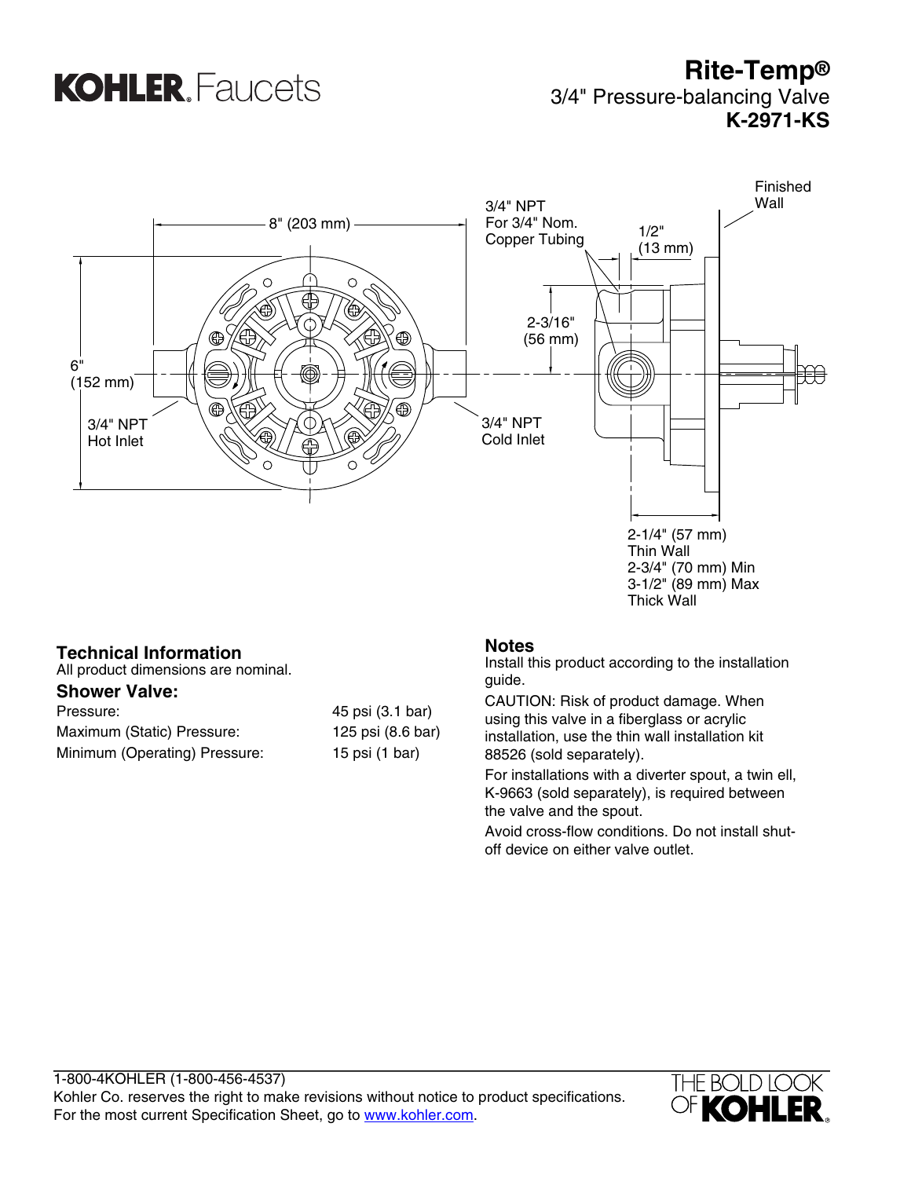# KOHLER. Faucets

## Rite-Temp®

3/4" Pressure-balancing Valve

**K-2971-KS**

8" (203 mm)

6" (152 mm)

3/4" NPT Hot Inlet

3/4" NPT Cold Inlet

3/4" NPT For 3/4" Nom. Copper Tubing

Finished Wall

1/2" (13 mm)

2-3/16" (56 mm)

2-1/4" (57 mm) Thin Wall
2-3/4" (70 mm) Min
3-1/2" (89 mm) Max
Thick Wall

## Technical Information

All product dimensions are nominal.

### Shower Valve:

| | |
|---|---|
| Pressure: | 45 psi (3.1 bar) |
| Maximum (Static) Pressure: | 125 psi (8.6 bar) |
| Minimum (Operating) Pressure: | 15 psi (1 bar) |

## Notes

Install this product according to the installation guide.

CAUTION: Risk of product damage. When using this valve in a fiberglass or acrylic installation, use the thin wall installation kit 88526 (sold separately).

For installations with a diverter spout, a twin ell, K-9663 (sold separately), is required between the valve and the spout.

Avoid cross-flow conditions. Do not install shut-off device on either valve outlet.

1-800-4KOHLER (1-800-456-4537)
Kohler Co. reserves the right to make revisions without notice to product specifications.
For the most current Specification Sheet, go to www.kohler.com.

THE BOLD LOOK OF KOHLER.